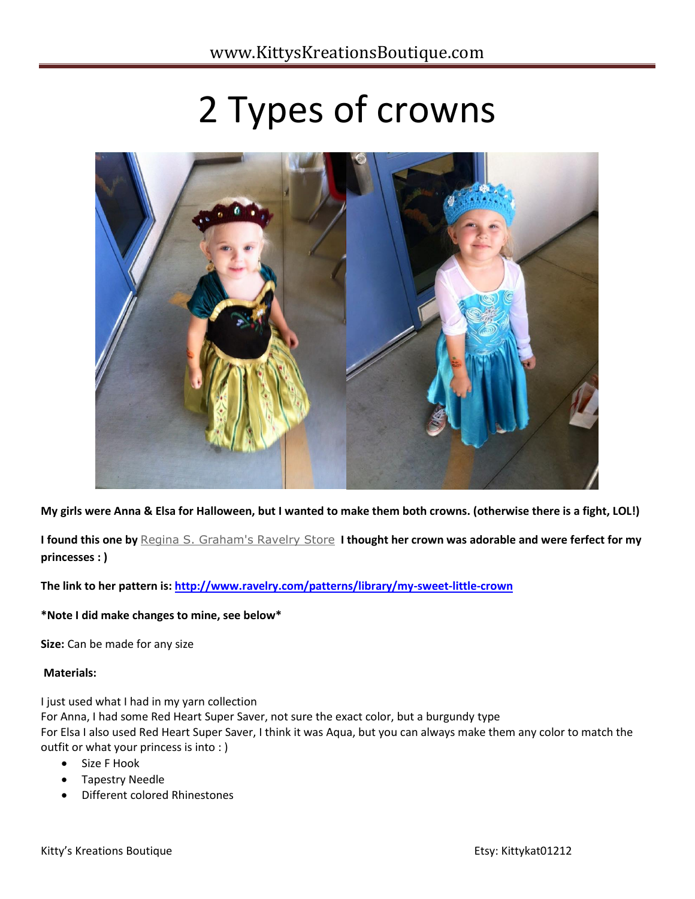# 2 Types of crowns

**My girls were Anna & Elsa for Halloween, but I wanted to make them both crowns. (otherwise there is a fight, LOL!)**

**I found this one by** Regina S. Graham's Ravelry Store **I thought her crown was adorable and were ferfect for my princesses : )**

**The link to her pattern is: [http://www.ravelry.com/patterns/library/my-sweet-little-crown](http://www.ravelry.com/patterns/library/my-sweet-little-crown)**

**\*Note I did make changes to mine, see below\***

**Size:** Can be made for any size

**Materials:**

I just used what I had in my yarn collection
For Anna, I had some Red Heart Super Saver, not sure the exact color, but a burgundy type
For Elsa I also used Red Heart Super Saver, I think it was Aqua, but you can always make them any color to match the outfit or what your princess is into : )

- Size F Hook
- Tapestry Needle
- Different colored Rhinestones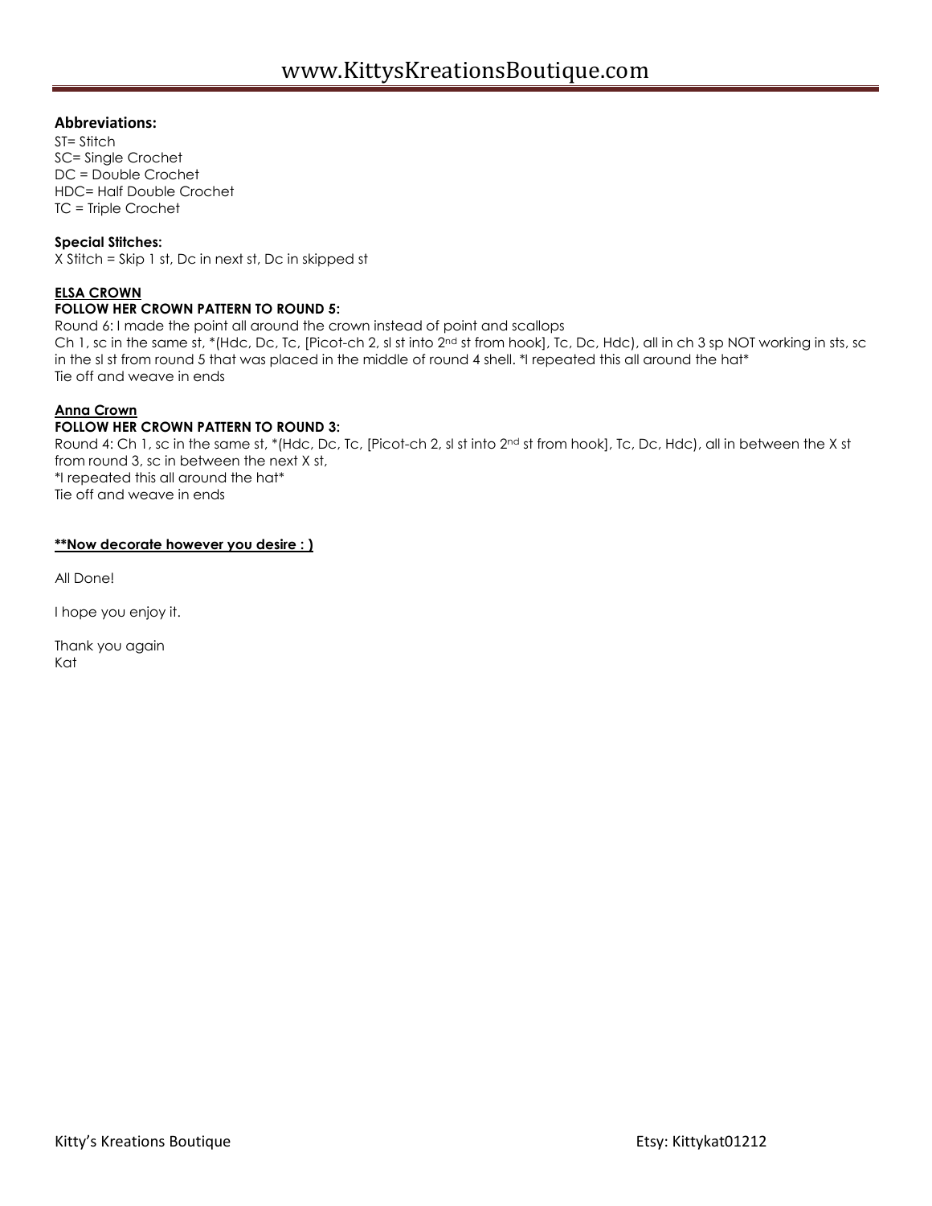**Abbreviations:**

ST= Stitch
SC= Single Crochet
DC = Double Crochet
HDC= Half Double Crochet
TC = Triple Crochet

**Special Stitches:**

X Stitch = Skip 1 st, Dc in next st, Dc in skipped st

**ELSA CROWN**

**FOLLOW HER CROWN PATTERN TO ROUND 5:**

Round 6: I made the point all around the crown instead of point and scallops
Ch 1, sc in the same st, *(Hdc, Dc, Tc, [Picot-ch 2, sl st into 2nd st from hook], Tc, Dc, Hdc), all in ch 3 sp NOT working in sts, sc in the sl st from round 5 that was placed in the middle of round 4 shell. *I repeated this all around the hat*
Tie off and weave in ends

**Anna Crown**

**FOLLOW HER CROWN PATTERN TO ROUND 3:**

Round 4: Ch 1, sc in the same st, *(Hdc, Dc, Tc, [Picot-ch 2, sl st into 2nd st from hook], Tc, Dc, Hdc), all in between the X st from round 3, sc in between the next X st,
*I repeated this all around the hat*
Tie off and weave in ends

**Now decorate however you desire : )**

All Done!

I hope you enjoy it.

Thank you again
Kat